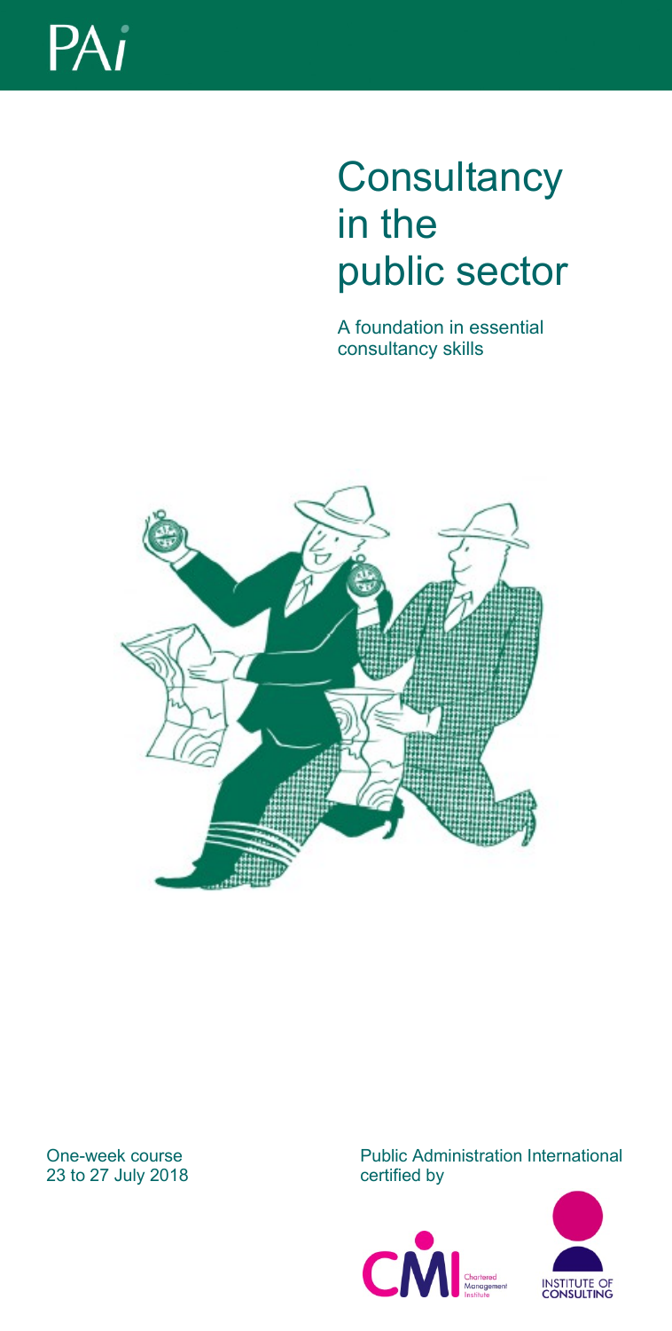PAi

# Consultancy in the public sector

A foundation in essential consultancy skills

One-week course
23 to 27 July 2018

Public Administration International certified by

CMI Chartered Management Institute

INSTITUTE OF CONSULTING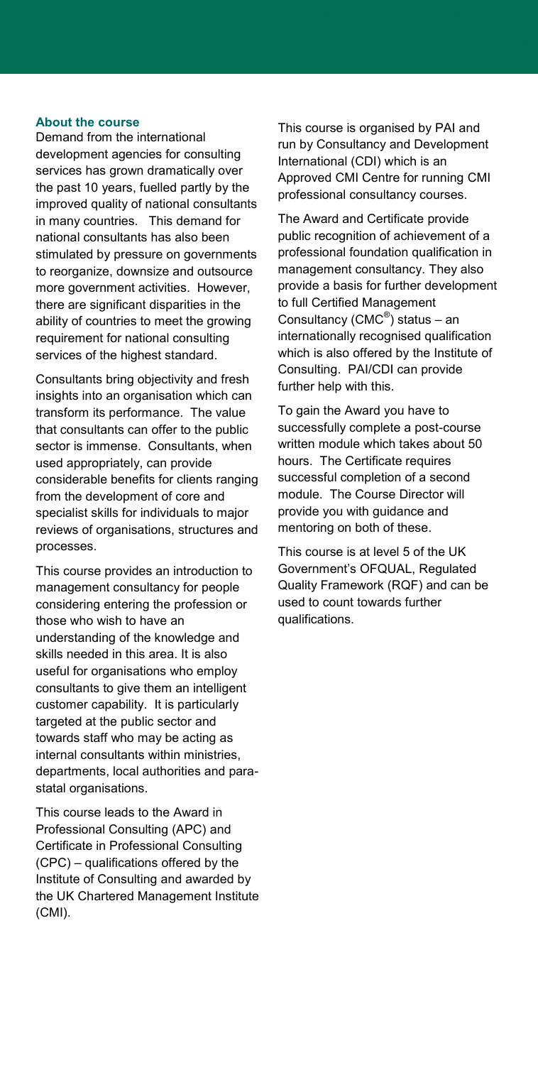## About the course

Demand from the international development agencies for consulting services has grown dramatically over the past 10 years, fuelled partly by the improved quality of national consultants in many countries. This demand for national consultants has also been stimulated by pressure on governments to reorganize, downsize and outsource more government activities. However, there are significant disparities in the ability of countries to meet the growing requirement for national consulting services of the highest standard.

Consultants bring objectivity and fresh insights into an organisation which can transform its performance. The value that consultants can offer to the public sector is immense. Consultants, when used appropriately, can provide considerable benefits for clients ranging from the development of core and specialist skills for individuals to major reviews of organisations, structures and processes.

This course provides an introduction to management consultancy for people considering entering the profession or those who wish to have an understanding of the knowledge and skills needed in this area. It is also useful for organisations who employ consultants to give them an intelligent customer capability. It is particularly targeted at the public sector and towards staff who may be acting as internal consultants within ministries, departments, local authorities and para-statal organisations.

This course leads to the Award in Professional Consulting (APC) and Certificate in Professional Consulting (CPC) – qualifications offered by the Institute of Consulting and awarded by the UK Chartered Management Institute (CMI).

This course is organised by PAI and run by Consultancy and Development International (CDI) which is an Approved CMI Centre for running CMI professional consultancy courses.

The Award and Certificate provide public recognition of achievement of a professional foundation qualification in management consultancy. They also provide a basis for further development to full Certified Management Consultancy (CMC®) status – an internationally recognised qualification which is also offered by the Institute of Consulting. PAI/CDI can provide further help with this.

To gain the Award you have to successfully complete a post-course written module which takes about 50 hours. The Certificate requires successful completion of a second module. The Course Director will provide you with guidance and mentoring on both of these.

This course is at level 5 of the UK Government's OFQUAL, Regulated Quality Framework (RQF) and can be used to count towards further qualifications.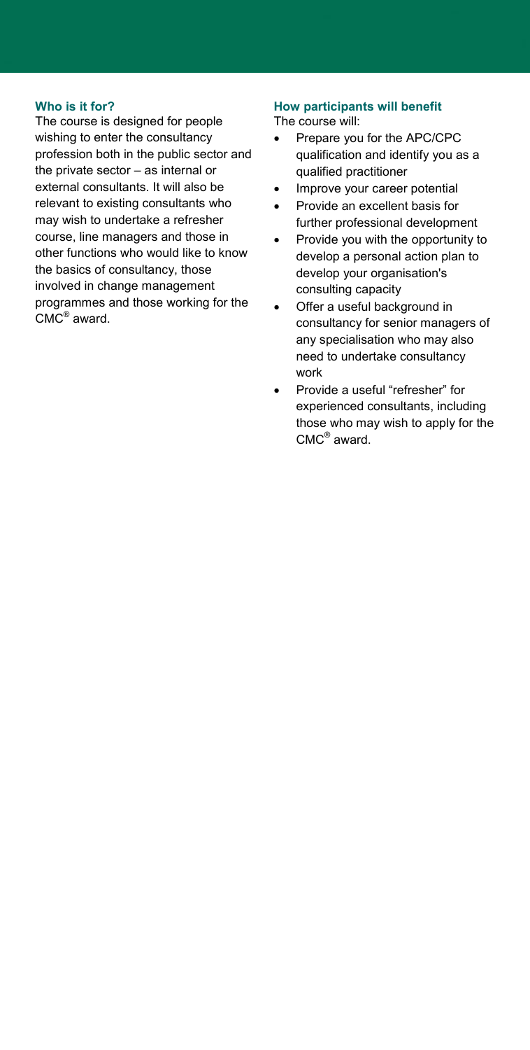### Who is it for?

The course is designed for people wishing to enter the consultancy profession both in the public sector and the private sector – as internal or external consultants. It will also be relevant to existing consultants who may wish to undertake a refresher course, line managers and those in other functions who would like to know the basics of consultancy, those involved in change management programmes and those working for the CMC® award.

### How participants will benefit

The course will:

- Prepare you for the APC/CPC qualification and identify you as a qualified practitioner
- Improve your career potential
- Provide an excellent basis for further professional development
- Provide you with the opportunity to develop a personal action plan to develop your organisation's consulting capacity
- Offer a useful background in consultancy for senior managers of any specialisation who may also need to undertake consultancy work
- Provide a useful "refresher" for experienced consultants, including those who may wish to apply for the CMC® award.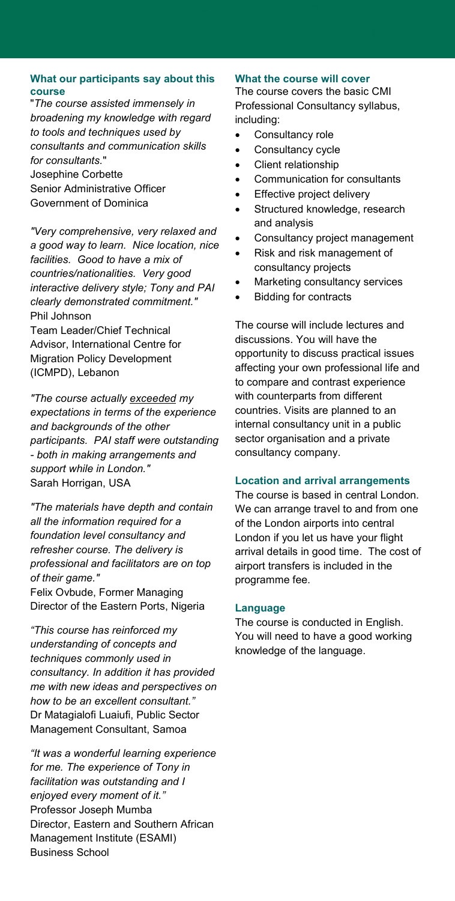### What our participants say about this course

"*The course assisted immensely in broadening my knowledge with regard to tools and techniques used by consultants and communication skills for consultants.*"
Josephine Corbette
Senior Administrative Officer
Government of Dominica

*"Very comprehensive, very relaxed and a good way to learn. Nice location, nice facilities. Good to have a mix of countries/nationalities. Very good interactive delivery style; Tony and PAI clearly demonstrated commitment."*
Phil Johnson
Team Leader/Chief Technical Advisor, International Centre for Migration Policy Development (ICMPD), Lebanon

*"The course actually* <u>*exceeded*</u> *my expectations in terms of the experience and backgrounds of the other participants. PAI staff were outstanding - both in making arrangements and support while in London."*
Sarah Horrigan, USA

*"The materials have depth and contain all the information required for a foundation level consultancy and refresher course. The delivery is professional and facilitators are on top of their game."*
Felix Ovbude, Former Managing Director of the Eastern Ports, Nigeria

*"This course has reinforced my understanding of concepts and techniques commonly used in consultancy. In addition it has provided me with new ideas and perspectives on how to be an excellent consultant."*
Dr Matagialofi Luaiufi, Public Sector Management Consultant, Samoa

*"It was a wonderful learning experience for me. The experience of Tony in facilitation was outstanding and I enjoyed every moment of it."*
Professor Joseph Mumba
Director, Eastern and Southern African Management Institute (ESAMI) Business School

### What the course will cover

The course covers the basic CMI Professional Consultancy syllabus, including:

- Consultancy role
- Consultancy cycle
- Client relationship
- Communication for consultants
- Effective project delivery
- Structured knowledge, research and analysis
- Consultancy project management
- Risk and risk management of consultancy projects
- Marketing consultancy services
- Bidding for contracts

The course will include lectures and discussions. You will have the opportunity to discuss practical issues affecting your own professional life and to compare and contrast experience with counterparts from different countries. Visits are planned to an internal consultancy unit in a public sector organisation and a private consultancy company.

### Location and arrival arrangements

The course is based in central London. We can arrange travel to and from one of the London airports into central London if you let us have your flight arrival details in good time. The cost of airport transfers is included in the programme fee.

### Language

The course is conducted in English. You will need to have a good working knowledge of the language.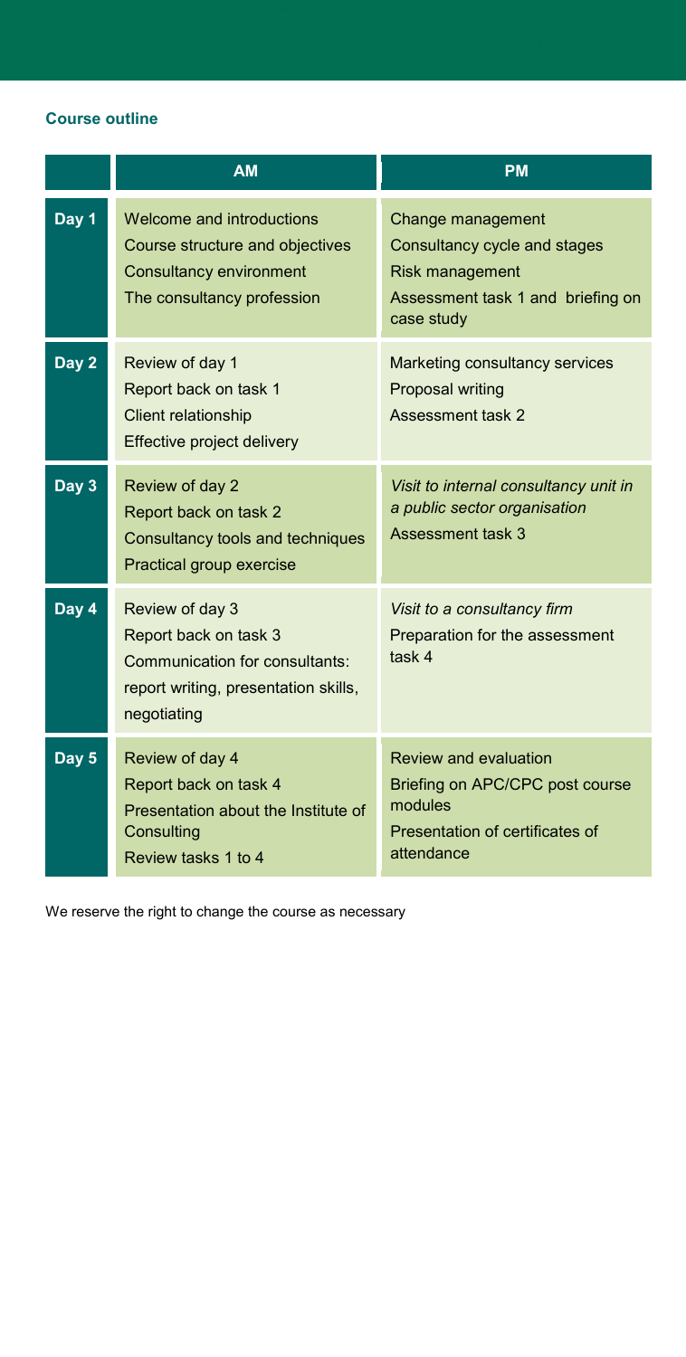**Course outline**

| | AM | PM |
|---|---|---|
| **Day 1** | Welcome and introductions<br>Course structure and objectives<br>Consultancy environment<br>The consultancy profession | Change management<br>Consultancy cycle and stages<br>Risk management<br>Assessment task 1 and briefing on case study |
| **Day 2** | Review of day 1<br>Report back on task 1<br>Client relationship<br>Effective project delivery | Marketing consultancy services<br>Proposal writing<br>Assessment task 2 |
| **Day 3** | Review of day 2<br>Report back on task 2<br>Consultancy tools and techniques<br>Practical group exercise | *Visit to internal consultancy unit in a public sector organisation*<br>Assessment task 3 |
| **Day 4** | Review of day 3<br>Report back on task 3<br>Communication for consultants: report writing, presentation skills, negotiating | *Visit to a consultancy firm*<br>Preparation for the assessment task 4 |
| **Day 5** | Review of day 4<br>Report back on task 4<br>Presentation about the Institute of Consulting<br>Review tasks 1 to 4 | Review and evaluation<br>Briefing on APC/CPC post course modules<br>Presentation of certificates of attendance |

We reserve the right to change the course as necessary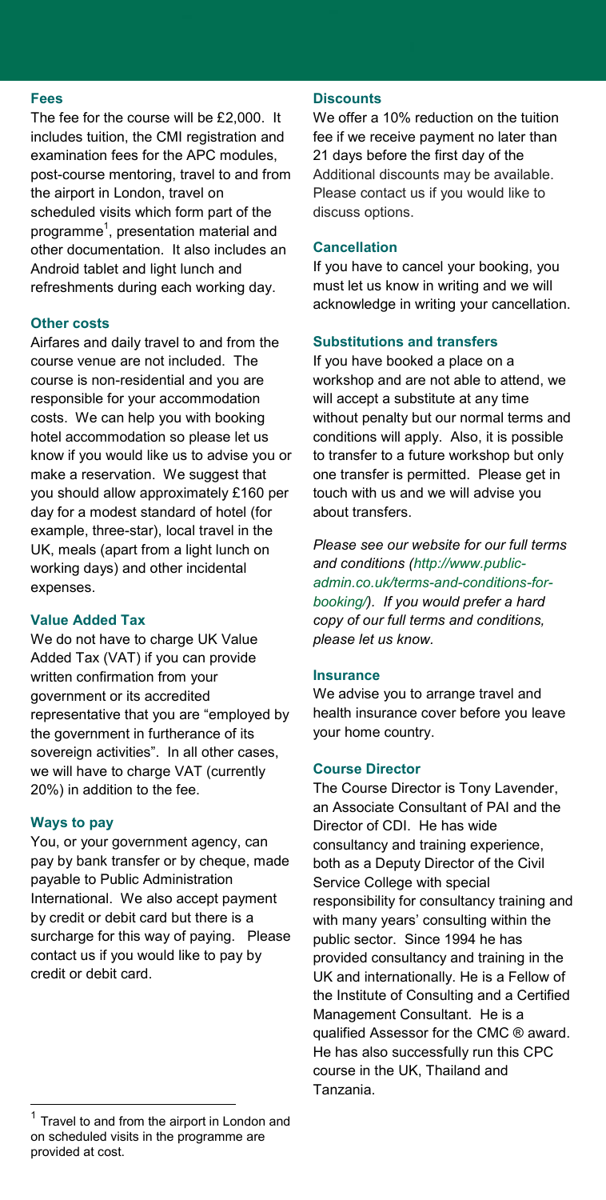### Fees

The fee for the course will be £2,000. It includes tuition, the CMI registration and examination fees for the APC modules, post-course mentoring, travel to and from the airport in London, travel on scheduled visits which form part of the programme[1], presentation material and other documentation. It also includes an Android tablet and light lunch and refreshments during each working day.

### Other costs

Airfares and daily travel to and from the course venue are not included. The course is non-residential and you are responsible for your accommodation costs. We can help you with booking hotel accommodation so please let us know if you would like us to advise you or make a reservation. We suggest that you should allow approximately £160 per day for a modest standard of hotel (for example, three-star), local travel in the UK, meals (apart from a light lunch on working days) and other incidental expenses.

### Value Added Tax

We do not have to charge UK Value Added Tax (VAT) if you can provide written confirmation from your government or its accredited representative that you are "employed by the government in furtherance of its sovereign activities". In all other cases, we will have to charge VAT (currently 20%) in addition to the fee.

### Ways to pay

You, or your government agency, can pay by bank transfer or by cheque, made payable to Public Administration International. We also accept payment by credit or debit card but there is a surcharge for this way of paying. Please contact us if you would like to pay by credit or debit card.

### Discounts

We offer a 10% reduction on the tuition fee if we receive payment no later than 21 days before the first day of the Additional discounts may be available. Please contact us if you would like to discuss options.

### Cancellation

If you have to cancel your booking, you must let us know in writing and we will acknowledge in writing your cancellation.

### Substitutions and transfers

If you have booked a place on a workshop and are not able to attend, we will accept a substitute at any time without penalty but our normal terms and conditions will apply. Also, it is possible to transfer to a future workshop but only one transfer is permitted. Please get in touch with us and we will advise you about transfers.

*Please see our website for our full terms and conditions (http://www.public-admin.co.uk/terms-and-conditions-for-booking/). If you would prefer a hard copy of our full terms and conditions, please let us know.*

### Insurance

We advise you to arrange travel and health insurance cover before you leave your home country.

### Course Director

The Course Director is Tony Lavender, an Associate Consultant of PAI and the Director of CDI. He has wide consultancy and training experience, both as a Deputy Director of the Civil Service College with special responsibility for consultancy training and with many years' consulting within the public sector. Since 1994 he has provided consultancy and training in the UK and internationally. He is a Fellow of the Institute of Consulting and a Certified Management Consultant. He is a qualified Assessor for the CMC ® award. He has also successfully run this CPC course in the UK, Thailand and Tanzania.

---

[1] Travel to and from the airport in London and on scheduled visits in the programme are provided at cost.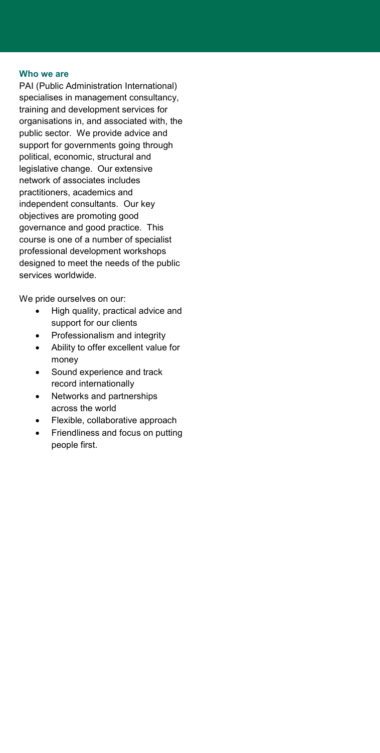### Who we are

PAI (Public Administration International) specialises in management consultancy, training and development services for organisations in, and associated with, the public sector. We provide advice and support for governments going through political, economic, structural and legislative change. Our extensive network of associates includes practitioners, academics and independent consultants. Our key objectives are promoting good governance and good practice. This course is one of a number of specialist professional development workshops designed to meet the needs of the public services worldwide.

We pride ourselves on our:

- High quality, practical advice and support for our clients
- Professionalism and integrity
- Ability to offer excellent value for money
- Sound experience and track record internationally
- Networks and partnerships across the world
- Flexible, collaborative approach
- Friendliness and focus on putting people first.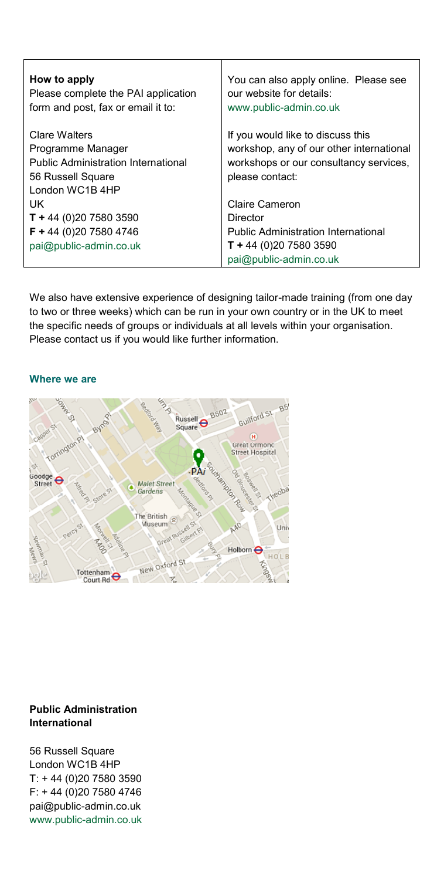**How to apply**
Please complete the PAI application form and post, fax or email it to:

Clare Walters
Programme Manager
Public Administration International
56 Russell Square
London WC1B 4HP
UK
**T +** 44 (0)20 7580 3590
**F +** 44 (0)20 7580 4746
pai@public-admin.co.uk

You can also apply online. Please see our website for details:
www.public-admin.co.uk

If you would like to discuss this workshop, any of our other international workshops or our consultancy services, please contact:

Claire Cameron
Director
Public Administration International
**T +** 44 (0)20 7580 3590
pai@public-admin.co.uk

We also have extensive experience of designing tailor-made training (from one day to two or three weeks) which can be run in your own country or in the UK to meet the specific needs of groups or individuals at all levels within your organisation. Please contact us if you would like further information.

**Where we are**

**Public Administration International**

56 Russell Square
London WC1B 4HP
T: + 44 (0)20 7580 3590
F: + 44 (0)20 7580 4746
pai@public-admin.co.uk
www.public-admin.co.uk